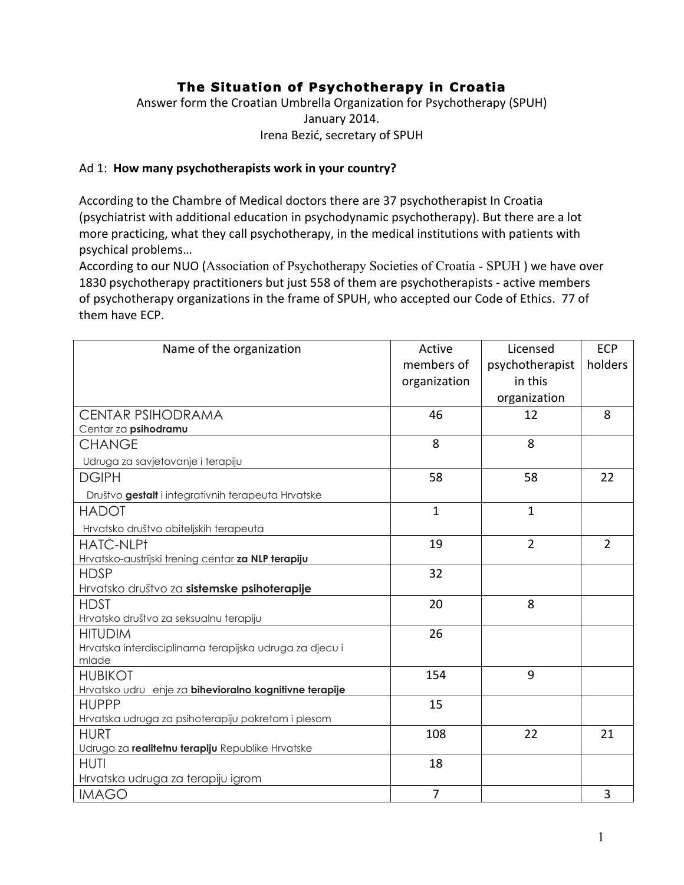# The Situation of Psychotherapy in Croatia

Answer form the Croatian Umbrella Organization for Psychotherapy (SPUH)
January 2014.
Irena Bezić, secretary of SPUH

Ad 1: **How many psychotherapists work in your country?**

According to the Chambre of Medical doctors there are 37 psychotherapist In Croatia (psychiatrist with additional education in psychodynamic psychotherapy). But there are a lot more practicing, what they call psychotherapy, in the medical institutions with patients with psychical problems…
According to our NUO (Association of Psychotherapy Societies of Croatia - SPUH ) we have over 1830 psychotherapy practitioners but just 558 of them are psychotherapists - active members of psychotherapy organizations in the frame of SPUH, who accepted our Code of Ethics. 77 of them have ECP.

| Name of the organization | Active members of organization | Licensed psychotherapist in this organization | ECP holders |
|---|---|---|---|
| CENTAR PSIHODRAMA<br>Centar za **psihodramu** | 46 | 12 | 8 |
| CHANGE<br>Udruga za savjetovanje i terapiju | 8 | 8 | |
| DGIPH<br>Društvo **gestalt** i integrativnih terapeuta Hrvatske | 58 | 58 | 22 |
| HADOT<br>Hrvatsko društvo obiteljskih terapeuta | 1 | 1 | |
| HATC-NLPt<br>Hrvatsko-austrijski trening centar **za NLP terapiju** | 19 | 2 | 2 |
| HDSP<br>Hrvatsko društvo za **sistemske psihoterapije** | 32 | | |
| HDST<br>Hrvatsko društvo za seksualnu terapiju | 20 | 8 | |
| HITUDIM<br>Hrvatska interdisciplinarna terapijska udruga za djecu i mlade | 26 | | |
| HUBIKOT<br>Hrvatsko udru enje za **bihevioralno kognitivne terapije** | 154 | 9 | |
| HUPPP<br>Hrvatska udruga za psihoterapiju pokretom i plesom | 15 | | |
| HURT<br>Udruga za **realitetnu terapiju** Republike Hrvatske | 108 | 22 | 21 |
| HUTI<br>Hrvatska udruga za terapiju igrom | 18 | | |
| IMAGO | 7 | | 3 |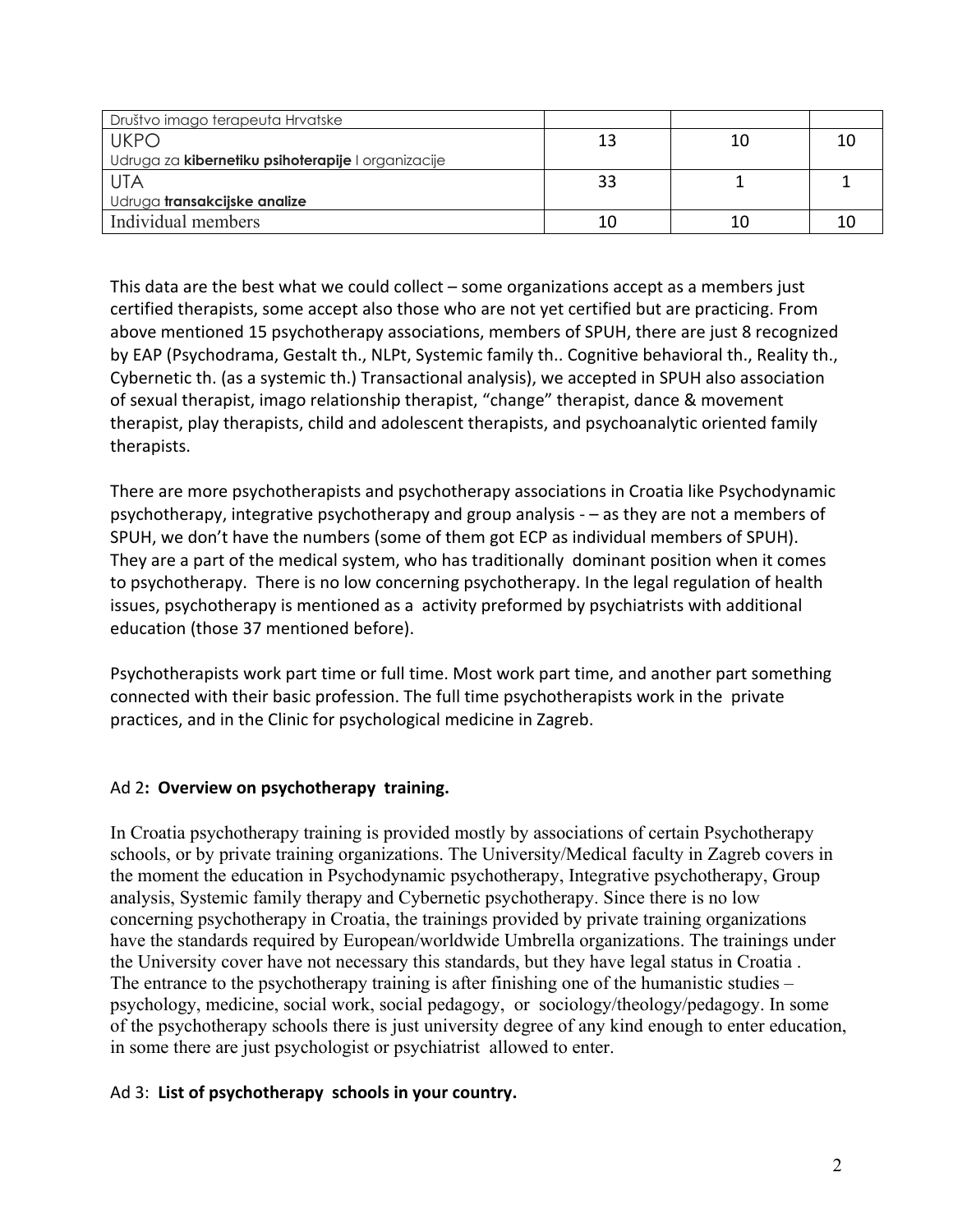| Društvo imago terapeuta Hrvatske | | | |
|---|---|---|---|
| UKPO<br>Udruga za **kibernetiku psihoterapije** I organizacije | 13 | 10 | 10 |
| UTA<br>Udruga **transakcijske analize** | 33 | 1 | 1 |
| Individual members | 10 | 10 | 10 |

This data are the best what we could collect – some organizations accept as a members just certified therapists, some accept also those who are not yet certified but are practicing. From above mentioned 15 psychotherapy associations, members of SPUH, there are just 8 recognized by EAP (Psychodrama, Gestalt th., NLPt, Systemic family th.. Cognitive behavioral th., Reality th., Cybernetic th. (as a systemic th.) Transactional analysis), we accepted in SPUH also association of sexual therapist, imago relationship therapist, "change" therapist, dance & movement therapist, play therapists, child and adolescent therapists, and psychoanalytic oriented family therapists.

There are more psychotherapists and psychotherapy associations in Croatia like Psychodynamic psychotherapy, integrative psychotherapy and group analysis - – as they are not a members of SPUH, we don't have the numbers (some of them got ECP as individual members of SPUH). They are a part of the medical system, who has traditionally dominant position when it comes to psychotherapy. There is no low concerning psychotherapy. In the legal regulation of health issues, psychotherapy is mentioned as a activity preformed by psychiatrists with additional education (those 37 mentioned before).

Psychotherapists work part time or full time. Most work part time, and another part something connected with their basic profession. The full time psychotherapists work in the private practices, and in the Clinic for psychological medicine in Zagreb.

## Ad 2: **Overview on psychotherapy training.**

In Croatia psychotherapy training is provided mostly by associations of certain Psychotherapy schools, or by private training organizations. The University/Medical faculty in Zagreb covers in the moment the education in Psychodynamic psychotherapy, Integrative psychotherapy, Group analysis, Systemic family therapy and Cybernetic psychotherapy. Since there is no low concerning psychotherapy in Croatia, the trainings provided by private training organizations have the standards required by European/worldwide Umbrella organizations. The trainings under the University cover have not necessary this standards, but they have legal status in Croatia . The entrance to the psychotherapy training is after finishing one of the humanistic studies – psychology, medicine, social work, social pedagogy, or sociology/theology/pedagogy. In some of the psychotherapy schools there is just university degree of any kind enough to enter education, in some there are just psychologist or psychiatrist allowed to enter.

## Ad 3: **List of psychotherapy schools in your country.**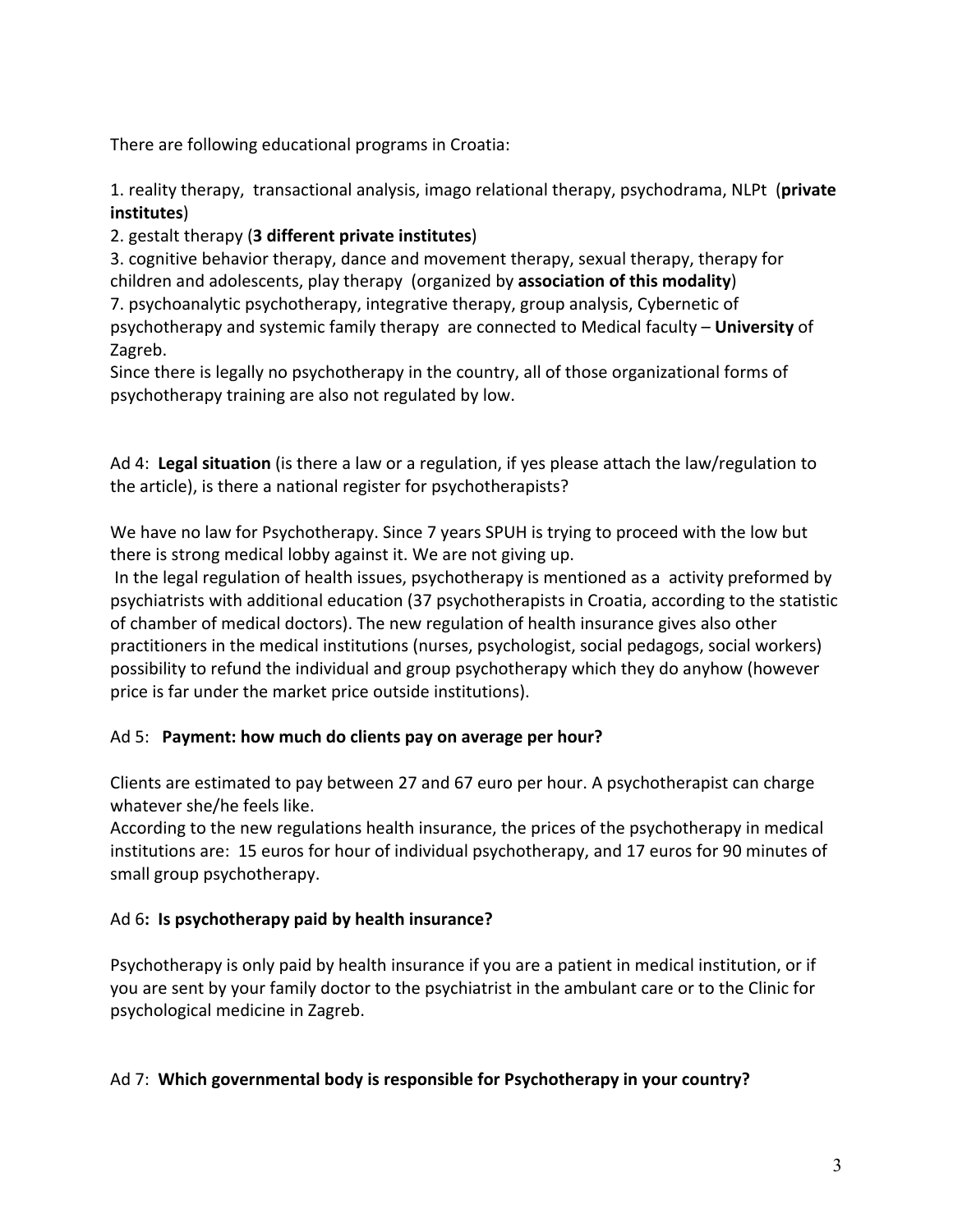There are following educational programs in Croatia:

1. reality therapy, transactional analysis, imago relational therapy, psychodrama, NLPt (**private institutes**)
2. gestalt therapy (**3 different private institutes**)
3. cognitive behavior therapy, dance and movement therapy, sexual therapy, therapy for children and adolescents, play therapy (organized by **association of this modality**)
7. psychoanalytic psychotherapy, integrative therapy, group analysis, Cybernetic of psychotherapy and systemic family therapy are connected to Medical faculty – **University** of Zagreb.

Since there is legally no psychotherapy in the country, all of those organizational forms of psychotherapy training are also not regulated by low.

Ad 4: **Legal situation** (is there a law or a regulation, if yes please attach the law/regulation to the article), is there a national register for psychotherapists?

We have no law for Psychotherapy. Since 7 years SPUH is trying to proceed with the low but there is strong medical lobby against it. We are not giving up.

In the legal regulation of health issues, psychotherapy is mentioned as a activity preformed by psychiatrists with additional education (37 psychotherapists in Croatia, according to the statistic of chamber of medical doctors). The new regulation of health insurance gives also other practitioners in the medical institutions (nurses, psychologist, social pedagogs, social workers) possibility to refund the individual and group psychotherapy which they do anyhow (however price is far under the market price outside institutions).

Ad 5: **Payment: how much do clients pay on average per hour?**

Clients are estimated to pay between 27 and 67 euro per hour. A psychotherapist can charge whatever she/he feels like.

According to the new regulations health insurance, the prices of the psychotherapy in medical institutions are: 15 euros for hour of individual psychotherapy, and 17 euros for 90 minutes of small group psychotherapy.

Ad 6**: Is psychotherapy paid by health insurance?**

Psychotherapy is only paid by health insurance if you are a patient in medical institution, or if you are sent by your family doctor to the psychiatrist in the ambulant care or to the Clinic for psychological medicine in Zagreb.

Ad 7: **Which governmental body is responsible for Psychotherapy in your country?**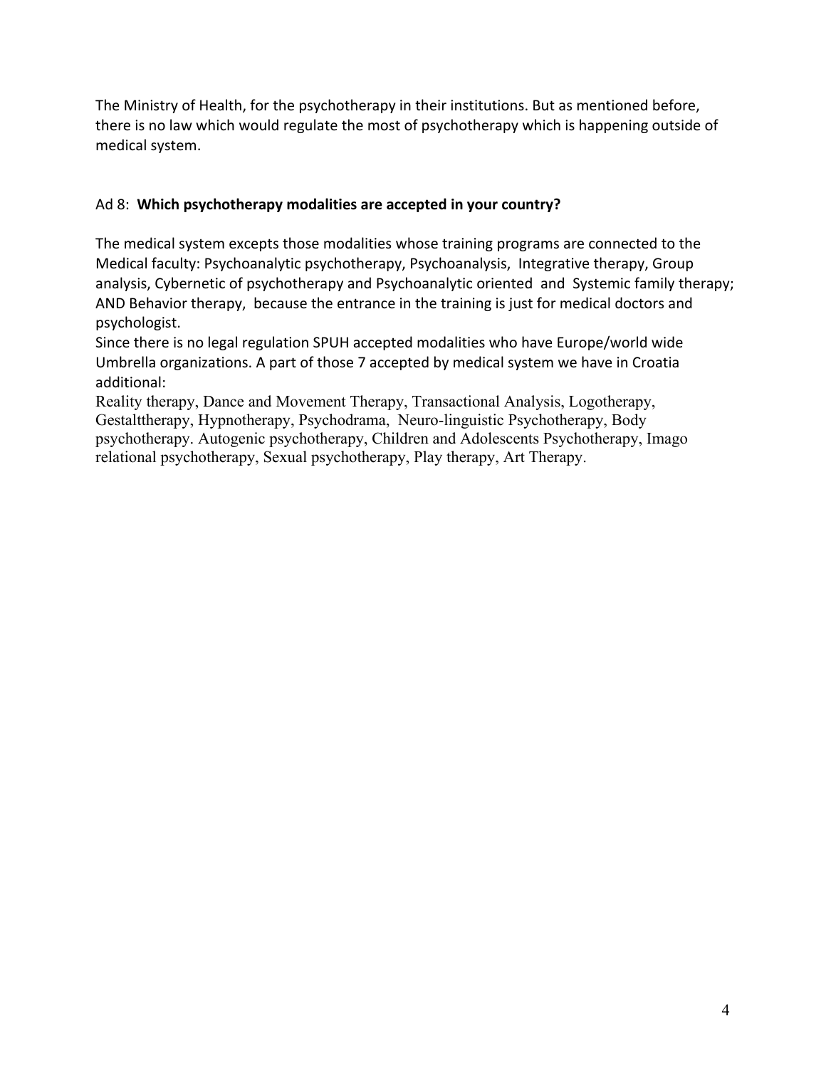The Ministry of Health, for the psychotherapy in their institutions. But as mentioned before, there is no law which would regulate the most of psychotherapy which is happening outside of medical system.

Ad 8: **Which psychotherapy modalities are accepted in your country?**

The medical system excepts those modalities whose training programs are connected to the Medical faculty: Psychoanalytic psychotherapy, Psychoanalysis, Integrative therapy, Group analysis, Cybernetic of psychotherapy and Psychoanalytic oriented and Systemic family therapy; AND Behavior therapy, because the entrance in the training is just for medical doctors and psychologist.

Since there is no legal regulation SPUH accepted modalities who have Europe/world wide Umbrella organizations. A part of those 7 accepted by medical system we have in Croatia additional:

Reality therapy, Dance and Movement Therapy, Transactional Analysis, Logotherapy, Gestalttherapy, Hypnotherapy, Psychodrama, Neuro-linguistic Psychotherapy, Body psychotherapy. Autogenic psychotherapy, Children and Adolescents Psychotherapy, Imago relational psychotherapy, Sexual psychotherapy, Play therapy, Art Therapy.